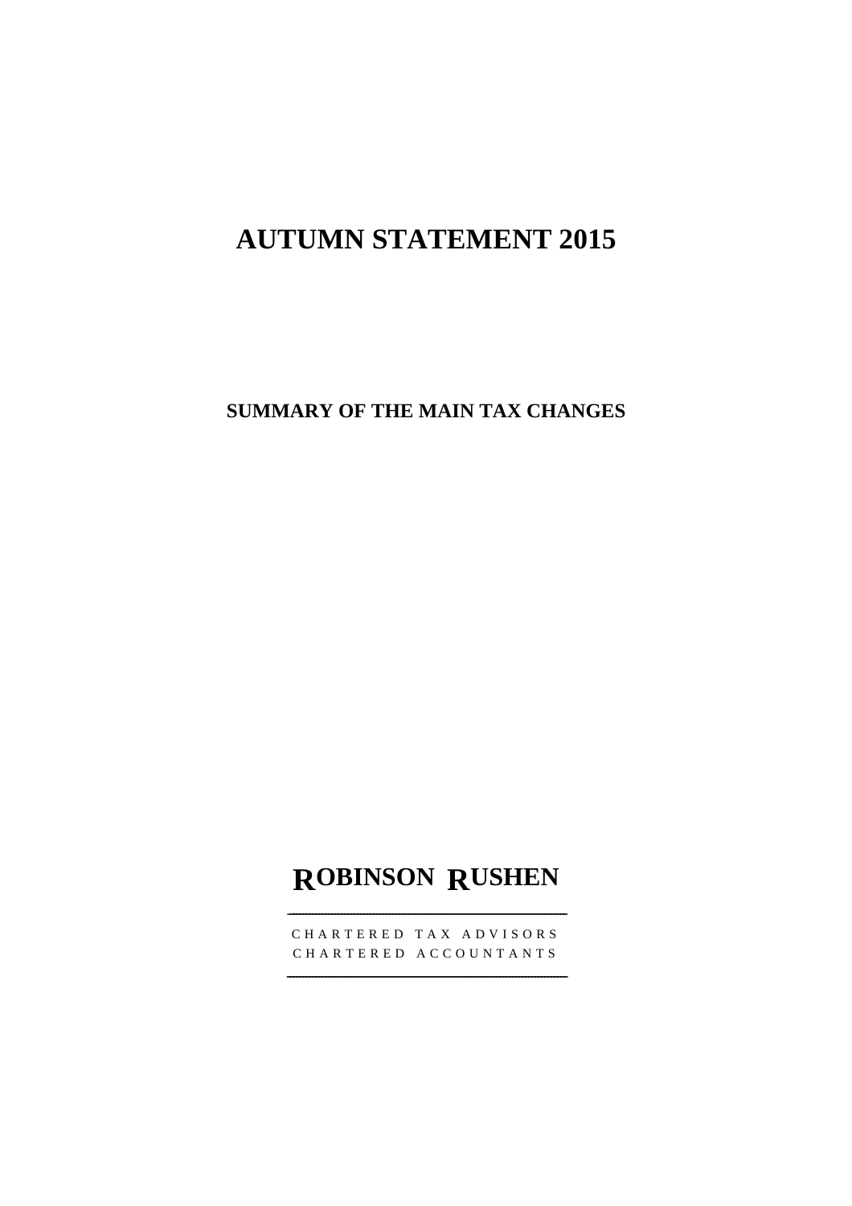# AUTUMN STATEMENT 2015

## SUMMARY OF THE MAIN TAX CHANGES

**ROBINSON RUSHEN**

CHARTERED TAX ADVISORS
CHARTERED ACCOUNTANTS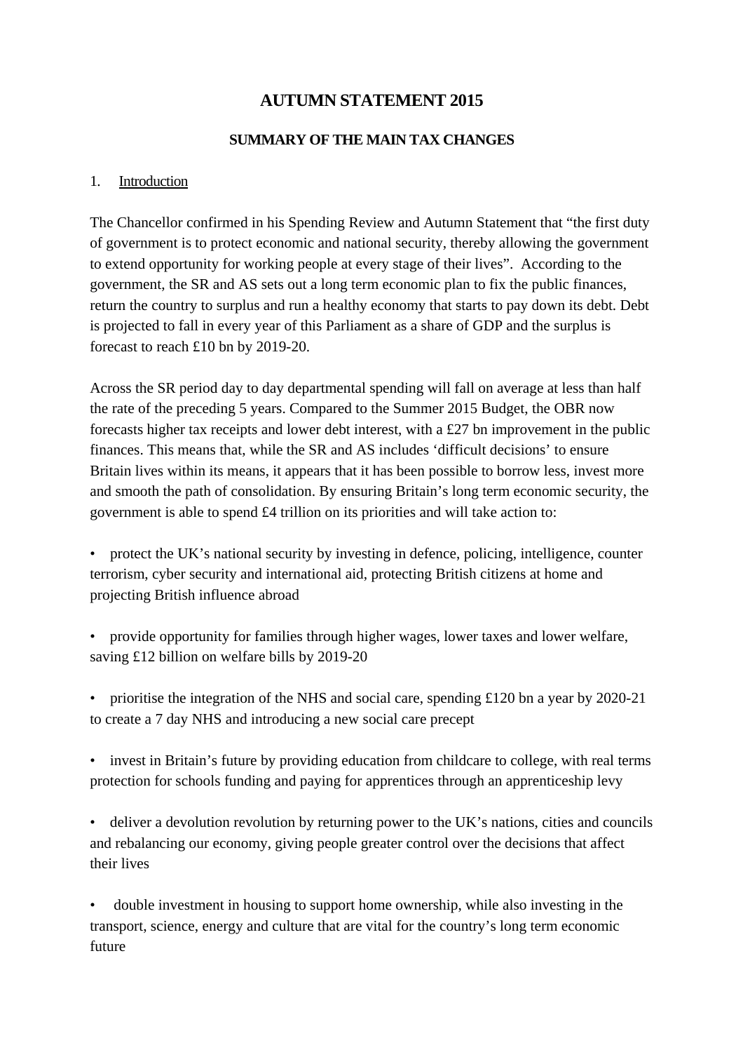# AUTUMN STATEMENT 2015

## SUMMARY OF THE MAIN TAX CHANGES

### 1. Introduction

The Chancellor confirmed in his Spending Review and Autumn Statement that "the first duty of government is to protect economic and national security, thereby allowing the government to extend opportunity for working people at every stage of their lives". According to the government, the SR and AS sets out a long term economic plan to fix the public finances, return the country to surplus and run a healthy economy that starts to pay down its debt. Debt is projected to fall in every year of this Parliament as a share of GDP and the surplus is forecast to reach £10 bn by 2019-20.

Across the SR period day to day departmental spending will fall on average at less than half the rate of the preceding 5 years. Compared to the Summer 2015 Budget, the OBR now forecasts higher tax receipts and lower debt interest, with a £27 bn improvement in the public finances. This means that, while the SR and AS includes 'difficult decisions' to ensure Britain lives within its means, it appears that it has been possible to borrow less, invest more and smooth the path of consolidation. By ensuring Britain's long term economic security, the government is able to spend £4 trillion on its priorities and will take action to:

- protect the UK's national security by investing in defence, policing, intelligence, counter terrorism, cyber security and international aid, protecting British citizens at home and projecting British influence abroad

- provide opportunity for families through higher wages, lower taxes and lower welfare, saving £12 billion on welfare bills by 2019-20

- prioritise the integration of the NHS and social care, spending £120 bn a year by 2020-21 to create a 7 day NHS and introducing a new social care precept

- invest in Britain's future by providing education from childcare to college, with real terms protection for schools funding and paying for apprentices through an apprenticeship levy

- deliver a devolution revolution by returning power to the UK's nations, cities and councils and rebalancing our economy, giving people greater control over the decisions that affect their lives

- double investment in housing to support home ownership, while also investing in the transport, science, energy and culture that are vital for the country's long term economic future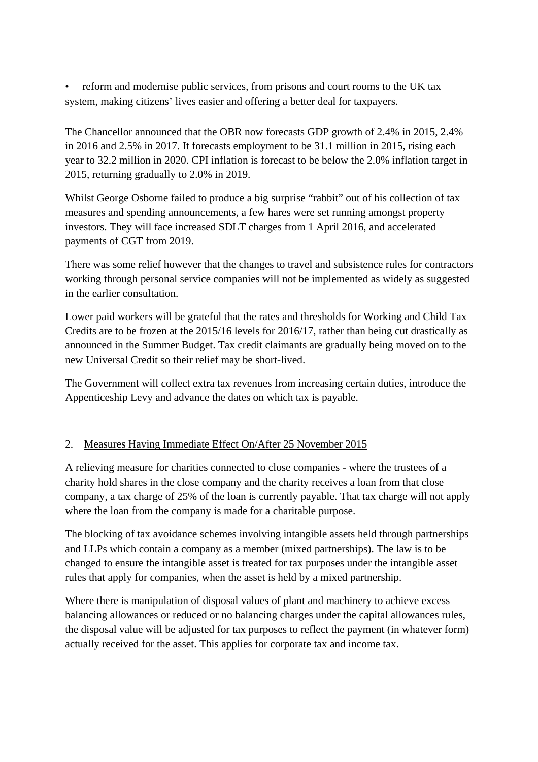- reform and modernise public services, from prisons and court rooms to the UK tax system, making citizens' lives easier and offering a better deal for taxpayers.

The Chancellor announced that the OBR now forecasts GDP growth of 2.4% in 2015, 2.4% in 2016 and 2.5% in 2017. It forecasts employment to be 31.1 million in 2015, rising each year to 32.2 million in 2020. CPI inflation is forecast to be below the 2.0% inflation target in 2015, returning gradually to 2.0% in 2019.

Whilst George Osborne failed to produce a big surprise "rabbit" out of his collection of tax measures and spending announcements, a few hares were set running amongst property investors. They will face increased SDLT charges from 1 April 2016, and accelerated payments of CGT from 2019.

There was some relief however that the changes to travel and subsistence rules for contractors working through personal service companies will not be implemented as widely as suggested in the earlier consultation.

Lower paid workers will be grateful that the rates and thresholds for Working and Child Tax Credits are to be frozen at the 2015/16 levels for 2016/17, rather than being cut drastically as announced in the Summer Budget. Tax credit claimants are gradually being moved on to the new Universal Credit so their relief may be short-lived.

The Government will collect extra tax revenues from increasing certain duties, introduce the Appenticeship Levy and advance the dates on which tax is payable.

## 2. Measures Having Immediate Effect On/After 25 November 2015

A relieving measure for charities connected to close companies - where the trustees of a charity hold shares in the close company and the charity receives a loan from that close company, a tax charge of 25% of the loan is currently payable. That tax charge will not apply where the loan from the company is made for a charitable purpose.

The blocking of tax avoidance schemes involving intangible assets held through partnerships and LLPs which contain a company as a member (mixed partnerships). The law is to be changed to ensure the intangible asset is treated for tax purposes under the intangible asset rules that apply for companies, when the asset is held by a mixed partnership.

Where there is manipulation of disposal values of plant and machinery to achieve excess balancing allowances or reduced or no balancing charges under the capital allowances rules, the disposal value will be adjusted for tax purposes to reflect the payment (in whatever form) actually received for the asset. This applies for corporate tax and income tax.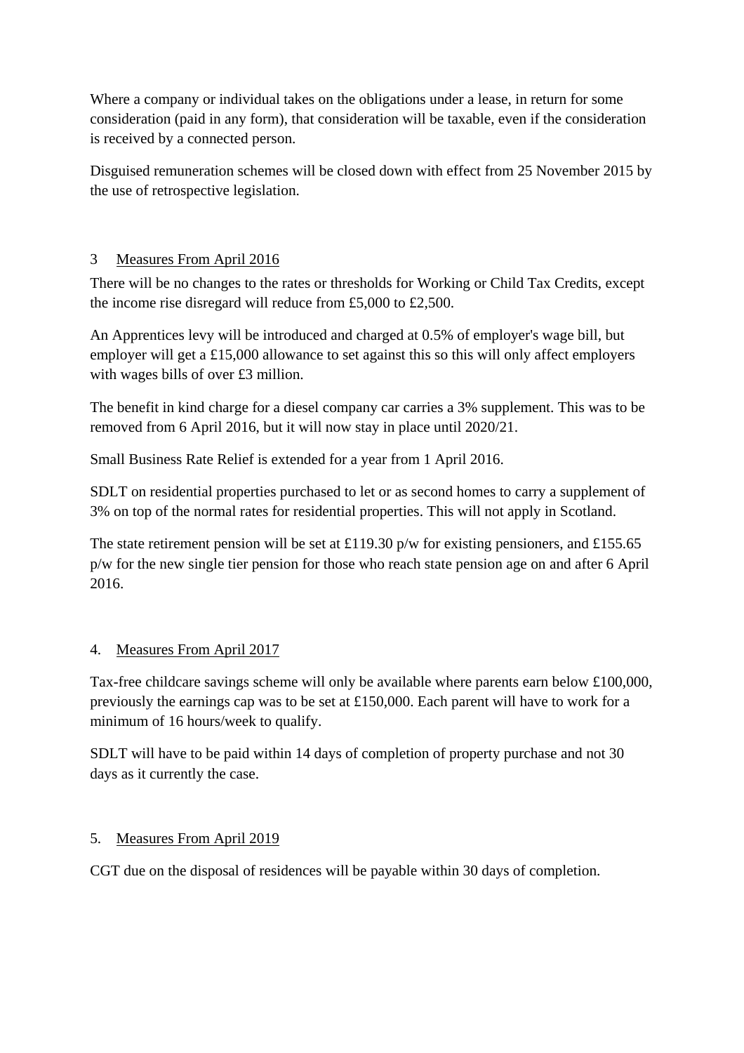Where a company or individual takes on the obligations under a lease, in return for some consideration (paid in any form), that consideration will be taxable, even if the consideration is received by a connected person.

Disguised remuneration schemes will be closed down with effect from 25 November 2015 by the use of retrospective legislation.

## 3 Measures From April 2016

There will be no changes to the rates or thresholds for Working or Child Tax Credits, except the income rise disregard will reduce from £5,000 to £2,500.

An Apprentices levy will be introduced and charged at 0.5% of employer's wage bill, but employer will get a £15,000 allowance to set against this so this will only affect employers with wages bills of over £3 million.

The benefit in kind charge for a diesel company car carries a 3% supplement. This was to be removed from 6 April 2016, but it will now stay in place until 2020/21.

Small Business Rate Relief is extended for a year from 1 April 2016.

SDLT on residential properties purchased to let or as second homes to carry a supplement of 3% on top of the normal rates for residential properties. This will not apply in Scotland.

The state retirement pension will be set at £119.30 p/w for existing pensioners, and £155.65 p/w for the new single tier pension for those who reach state pension age on and after 6 April 2016.

## 4. Measures From April 2017

Tax-free childcare savings scheme will only be available where parents earn below £100,000, previously the earnings cap was to be set at £150,000. Each parent will have to work for a minimum of 16 hours/week to qualify.

SDLT will have to be paid within 14 days of completion of property purchase and not 30 days as it currently the case.

## 5. Measures From April 2019

CGT due on the disposal of residences will be payable within 30 days of completion.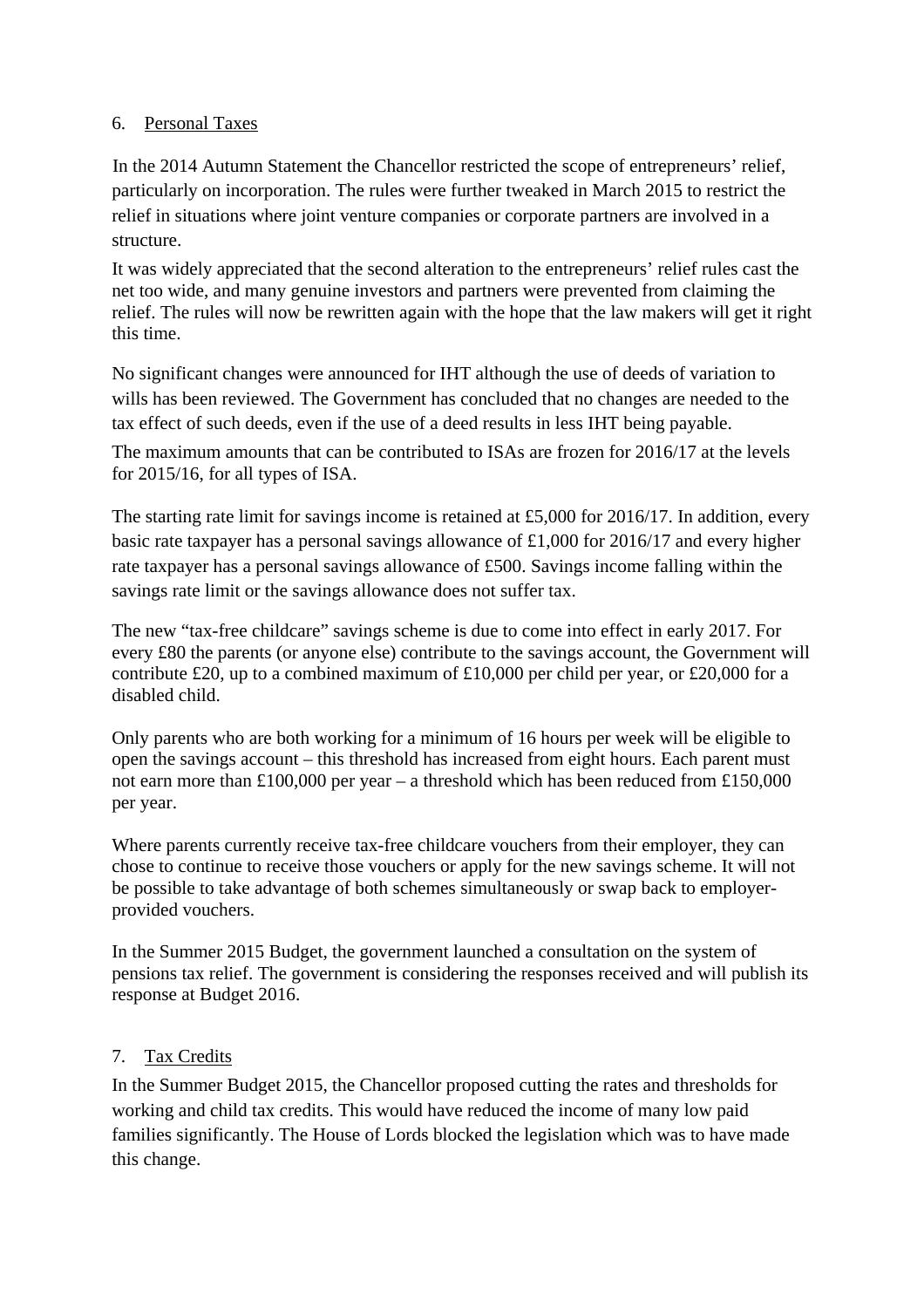## 6. Personal Taxes

In the 2014 Autumn Statement the Chancellor restricted the scope of entrepreneurs' relief, particularly on incorporation. The rules were further tweaked in March 2015 to restrict the relief in situations where joint venture companies or corporate partners are involved in a structure.

It was widely appreciated that the second alteration to the entrepreneurs' relief rules cast the net too wide, and many genuine investors and partners were prevented from claiming the relief. The rules will now be rewritten again with the hope that the law makers will get it right this time.

No significant changes were announced for IHT although the use of deeds of variation to wills has been reviewed. The Government has concluded that no changes are needed to the tax effect of such deeds, even if the use of a deed results in less IHT being payable.

The maximum amounts that can be contributed to ISAs are frozen for 2016/17 at the levels for 2015/16, for all types of ISA.

The starting rate limit for savings income is retained at £5,000 for 2016/17. In addition, every basic rate taxpayer has a personal savings allowance of £1,000 for 2016/17 and every higher rate taxpayer has a personal savings allowance of £500. Savings income falling within the savings rate limit or the savings allowance does not suffer tax.

The new "tax-free childcare" savings scheme is due to come into effect in early 2017. For every £80 the parents (or anyone else) contribute to the savings account, the Government will contribute £20, up to a combined maximum of £10,000 per child per year, or £20,000 for a disabled child.

Only parents who are both working for a minimum of 16 hours per week will be eligible to open the savings account – this threshold has increased from eight hours. Each parent must not earn more than £100,000 per year – a threshold which has been reduced from £150,000 per year.

Where parents currently receive tax-free childcare vouchers from their employer, they can chose to continue to receive those vouchers or apply for the new savings scheme. It will not be possible to take advantage of both schemes simultaneously or swap back to employer-provided vouchers.

In the Summer 2015 Budget, the government launched a consultation on the system of pensions tax relief. The government is considering the responses received and will publish its response at Budget 2016.

## 7. Tax Credits

In the Summer Budget 2015, the Chancellor proposed cutting the rates and thresholds for working and child tax credits. This would have reduced the income of many low paid families significantly. The House of Lords blocked the legislation which was to have made this change.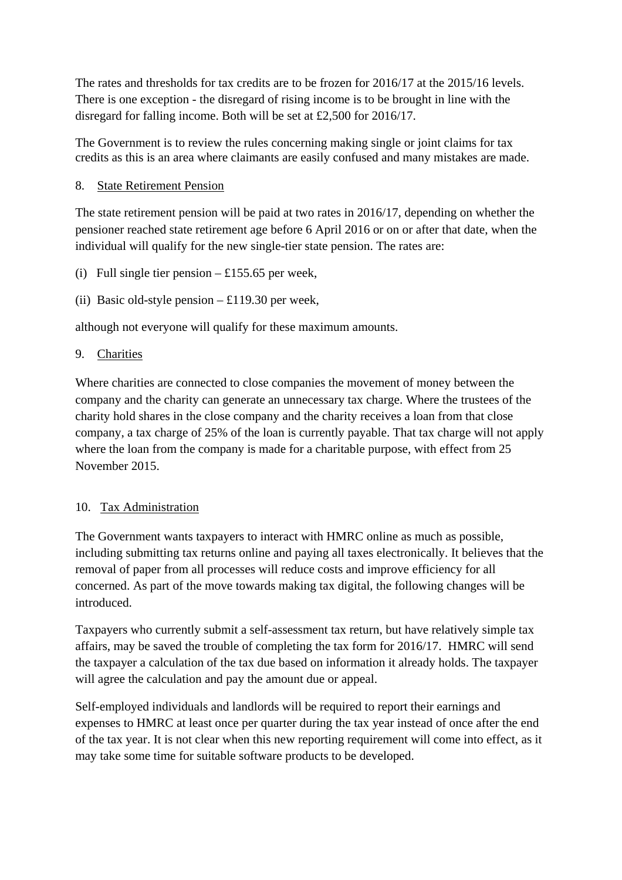The rates and thresholds for tax credits are to be frozen for 2016/17 at the 2015/16 levels. There is one exception - the disregard of rising income is to be brought in line with the disregard for falling income. Both will be set at £2,500 for 2016/17.

The Government is to review the rules concerning making single or joint claims for tax credits as this is an area where claimants are easily confused and many mistakes are made.

## 8. State Retirement Pension

The state retirement pension will be paid at two rates in 2016/17, depending on whether the pensioner reached state retirement age before 6 April 2016 or on or after that date, when the individual will qualify for the new single-tier state pension. The rates are:

(i) Full single tier pension – £155.65 per week,

(ii) Basic old-style pension – £119.30 per week,

although not everyone will qualify for these maximum amounts.

## 9. Charities

Where charities are connected to close companies the movement of money between the company and the charity can generate an unnecessary tax charge. Where the trustees of the charity hold shares in the close company and the charity receives a loan from that close company, a tax charge of 25% of the loan is currently payable. That tax charge will not apply where the loan from the company is made for a charitable purpose, with effect from 25 November 2015.

## 10. Tax Administration

The Government wants taxpayers to interact with HMRC online as much as possible, including submitting tax returns online and paying all taxes electronically. It believes that the removal of paper from all processes will reduce costs and improve efficiency for all concerned. As part of the move towards making tax digital, the following changes will be introduced.

Taxpayers who currently submit a self-assessment tax return, but have relatively simple tax affairs, may be saved the trouble of completing the tax form for 2016/17. HMRC will send the taxpayer a calculation of the tax due based on information it already holds. The taxpayer will agree the calculation and pay the amount due or appeal.

Self-employed individuals and landlords will be required to report their earnings and expenses to HMRC at least once per quarter during the tax year instead of once after the end of the tax year. It is not clear when this new reporting requirement will come into effect, as it may take some time for suitable software products to be developed.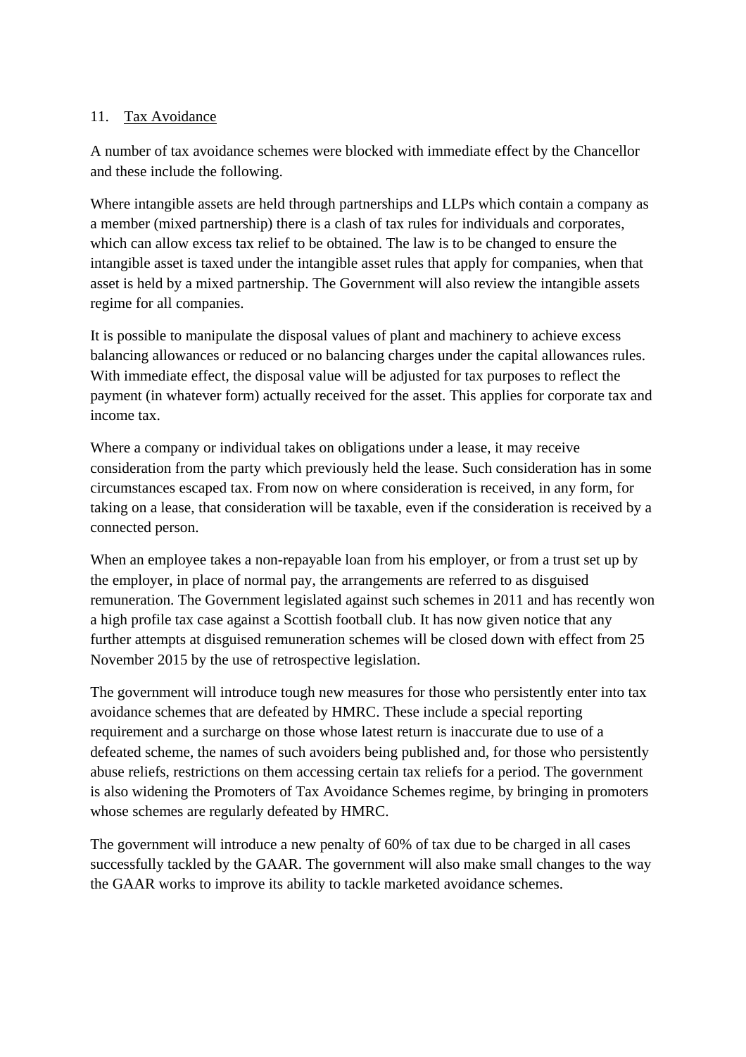## 11. Tax Avoidance

A number of tax avoidance schemes were blocked with immediate effect by the Chancellor and these include the following.

Where intangible assets are held through partnerships and LLPs which contain a company as a member (mixed partnership) there is a clash of tax rules for individuals and corporates, which can allow excess tax relief to be obtained. The law is to be changed to ensure the intangible asset is taxed under the intangible asset rules that apply for companies, when that asset is held by a mixed partnership. The Government will also review the intangible assets regime for all companies.

It is possible to manipulate the disposal values of plant and machinery to achieve excess balancing allowances or reduced or no balancing charges under the capital allowances rules. With immediate effect, the disposal value will be adjusted for tax purposes to reflect the payment (in whatever form) actually received for the asset. This applies for corporate tax and income tax.

Where a company or individual takes on obligations under a lease, it may receive consideration from the party which previously held the lease. Such consideration has in some circumstances escaped tax. From now on where consideration is received, in any form, for taking on a lease, that consideration will be taxable, even if the consideration is received by a connected person.

When an employee takes a non-repayable loan from his employer, or from a trust set up by the employer, in place of normal pay, the arrangements are referred to as disguised remuneration. The Government legislated against such schemes in 2011 and has recently won a high profile tax case against a Scottish football club. It has now given notice that any further attempts at disguised remuneration schemes will be closed down with effect from 25 November 2015 by the use of retrospective legislation.

The government will introduce tough new measures for those who persistently enter into tax avoidance schemes that are defeated by HMRC. These include a special reporting requirement and a surcharge on those whose latest return is inaccurate due to use of a defeated scheme, the names of such avoiders being published and, for those who persistently abuse reliefs, restrictions on them accessing certain tax reliefs for a period. The government is also widening the Promoters of Tax Avoidance Schemes regime, by bringing in promoters whose schemes are regularly defeated by HMRC.

The government will introduce a new penalty of 60% of tax due to be charged in all cases successfully tackled by the GAAR. The government will also make small changes to the way the GAAR works to improve its ability to tackle marketed avoidance schemes.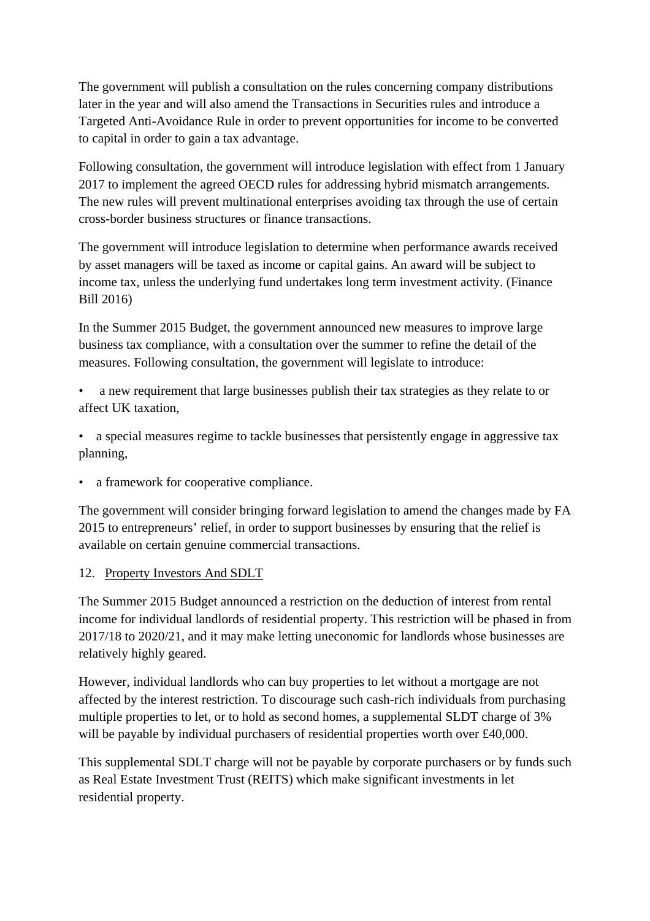The government will publish a consultation on the rules concerning company distributions later in the year and will also amend the Transactions in Securities rules and introduce a Targeted Anti-Avoidance Rule in order to prevent opportunities for income to be converted to capital in order to gain a tax advantage.

Following consultation, the government will introduce legislation with effect from 1 January 2017 to implement the agreed OECD rules for addressing hybrid mismatch arrangements. The new rules will prevent multinational enterprises avoiding tax through the use of certain cross-border business structures or finance transactions.

The government will introduce legislation to determine when performance awards received by asset managers will be taxed as income or capital gains. An award will be subject to income tax, unless the underlying fund undertakes long term investment activity. (Finance Bill 2016)

In the Summer 2015 Budget, the government announced new measures to improve large business tax compliance, with a consultation over the summer to refine the detail of the measures. Following consultation, the government will legislate to introduce:

- a new requirement that large businesses publish their tax strategies as they relate to or affect UK taxation,
- a special measures regime to tackle businesses that persistently engage in aggressive tax planning,
- a framework for cooperative compliance.

The government will consider bringing forward legislation to amend the changes made by FA 2015 to entrepreneurs' relief, in order to support businesses by ensuring that the relief is available on certain genuine commercial transactions.

12. <u>Property Investors And SDLT</u>

The Summer 2015 Budget announced a restriction on the deduction of interest from rental income for individual landlords of residential property. This restriction will be phased in from 2017/18 to 2020/21, and it may make letting uneconomic for landlords whose businesses are relatively highly geared.

However, individual landlords who can buy properties to let without a mortgage are not affected by the interest restriction. To discourage such cash-rich individuals from purchasing multiple properties to let, or to hold as second homes, a supplemental SLDT charge of 3% will be payable by individual purchasers of residential properties worth over £40,000.

This supplemental SDLT charge will not be payable by corporate purchasers or by funds such as Real Estate Investment Trust (REITS) which make significant investments in let residential property.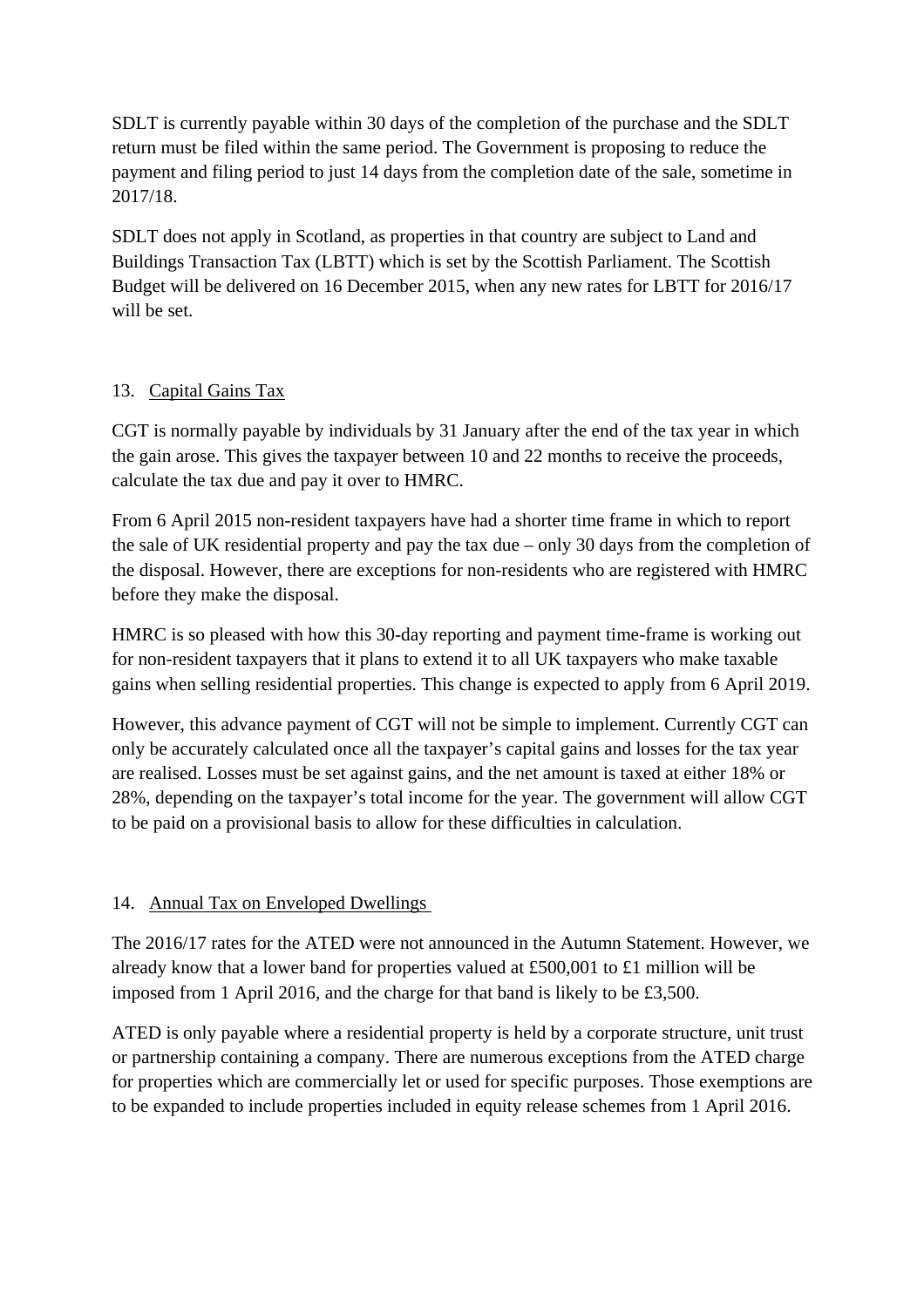SDLT is currently payable within 30 days of the completion of the purchase and the SDLT return must be filed within the same period. The Government is proposing to reduce the payment and filing period to just 14 days from the completion date of the sale, sometime in 2017/18.

SDLT does not apply in Scotland, as properties in that country are subject to Land and Buildings Transaction Tax (LBTT) which is set by the Scottish Parliament. The Scottish Budget will be delivered on 16 December 2015, when any new rates for LBTT for 2016/17 will be set.

## 13. Capital Gains Tax

CGT is normally payable by individuals by 31 January after the end of the tax year in which the gain arose. This gives the taxpayer between 10 and 22 months to receive the proceeds, calculate the tax due and pay it over to HMRC.

From 6 April 2015 non-resident taxpayers have had a shorter time frame in which to report the sale of UK residential property and pay the tax due – only 30 days from the completion of the disposal. However, there are exceptions for non-residents who are registered with HMRC before they make the disposal.

HMRC is so pleased with how this 30-day reporting and payment time-frame is working out for non-resident taxpayers that it plans to extend it to all UK taxpayers who make taxable gains when selling residential properties. This change is expected to apply from 6 April 2019.

However, this advance payment of CGT will not be simple to implement. Currently CGT can only be accurately calculated once all the taxpayer's capital gains and losses for the tax year are realised. Losses must be set against gains, and the net amount is taxed at either 18% or 28%, depending on the taxpayer's total income for the year. The government will allow CGT to be paid on a provisional basis to allow for these difficulties in calculation.

## 14. Annual Tax on Enveloped Dwellings

The 2016/17 rates for the ATED were not announced in the Autumn Statement. However, we already know that a lower band for properties valued at £500,001 to £1 million will be imposed from 1 April 2016, and the charge for that band is likely to be £3,500.

ATED is only payable where a residential property is held by a corporate structure, unit trust or partnership containing a company. There are numerous exceptions from the ATED charge for properties which are commercially let or used for specific purposes. Those exemptions are to be expanded to include properties included in equity release schemes from 1 April 2016.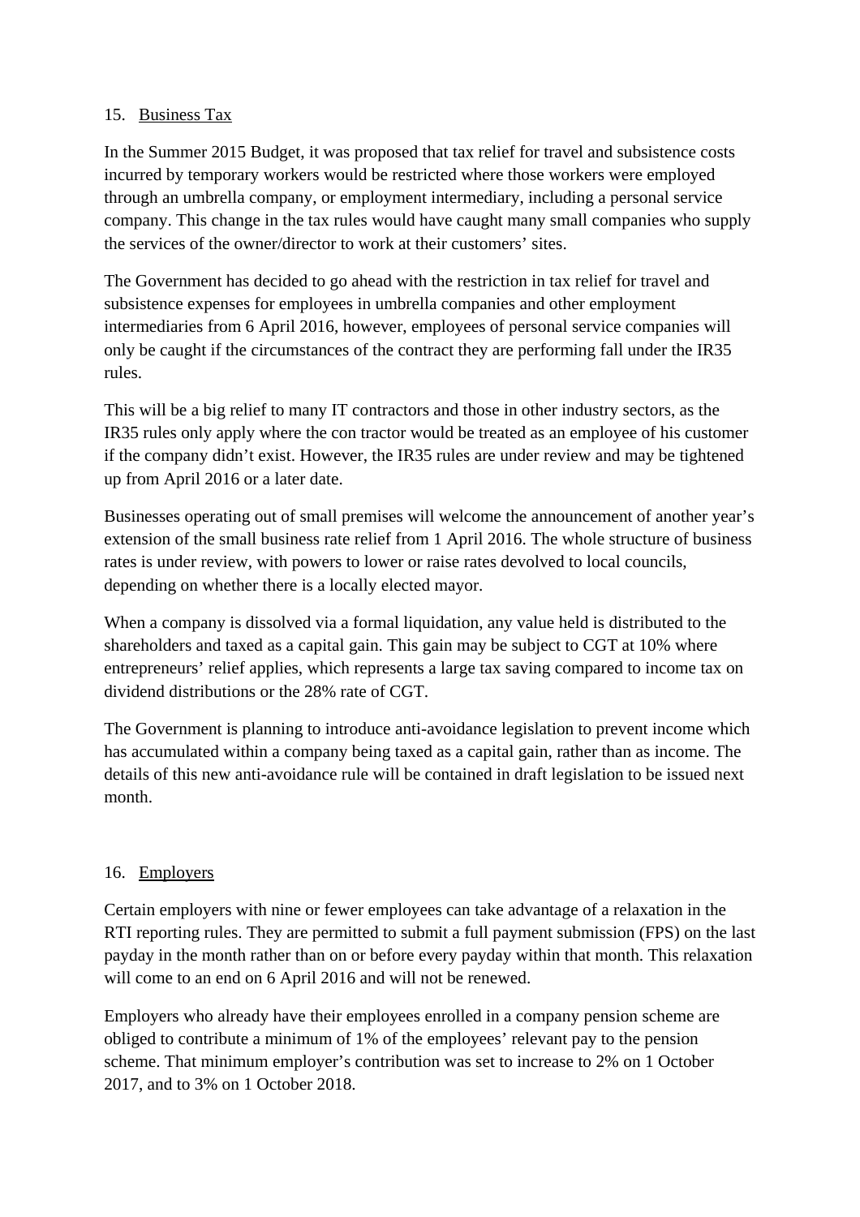## 15. Business Tax

In the Summer 2015 Budget, it was proposed that tax relief for travel and subsistence costs incurred by temporary workers would be restricted where those workers were employed through an umbrella company, or employment intermediary, including a personal service company. This change in the tax rules would have caught many small companies who supply the services of the owner/director to work at their customers' sites.

The Government has decided to go ahead with the restriction in tax relief for travel and subsistence expenses for employees in umbrella companies and other employment intermediaries from 6 April 2016, however, employees of personal service companies will only be caught if the circumstances of the contract they are performing fall under the IR35 rules.

This will be a big relief to many IT contractors and those in other industry sectors, as the IR35 rules only apply where the con tractor would be treated as an employee of his customer if the company didn't exist. However, the IR35 rules are under review and may be tightened up from April 2016 or a later date.

Businesses operating out of small premises will welcome the announcement of another year's extension of the small business rate relief from 1 April 2016. The whole structure of business rates is under review, with powers to lower or raise rates devolved to local councils, depending on whether there is a locally elected mayor.

When a company is dissolved via a formal liquidation, any value held is distributed to the shareholders and taxed as a capital gain. This gain may be subject to CGT at 10% where entrepreneurs' relief applies, which represents a large tax saving compared to income tax on dividend distributions or the 28% rate of CGT.

The Government is planning to introduce anti-avoidance legislation to prevent income which has accumulated within a company being taxed as a capital gain, rather than as income. The details of this new anti-avoidance rule will be contained in draft legislation to be issued next month.

## 16. Employers

Certain employers with nine or fewer employees can take advantage of a relaxation in the RTI reporting rules. They are permitted to submit a full payment submission (FPS) on the last payday in the month rather than on or before every payday within that month. This relaxation will come to an end on 6 April 2016 and will not be renewed.

Employers who already have their employees enrolled in a company pension scheme are obliged to contribute a minimum of 1% of the employees' relevant pay to the pension scheme. That minimum employer's contribution was set to increase to 2% on 1 October 2017, and to 3% on 1 October 2018.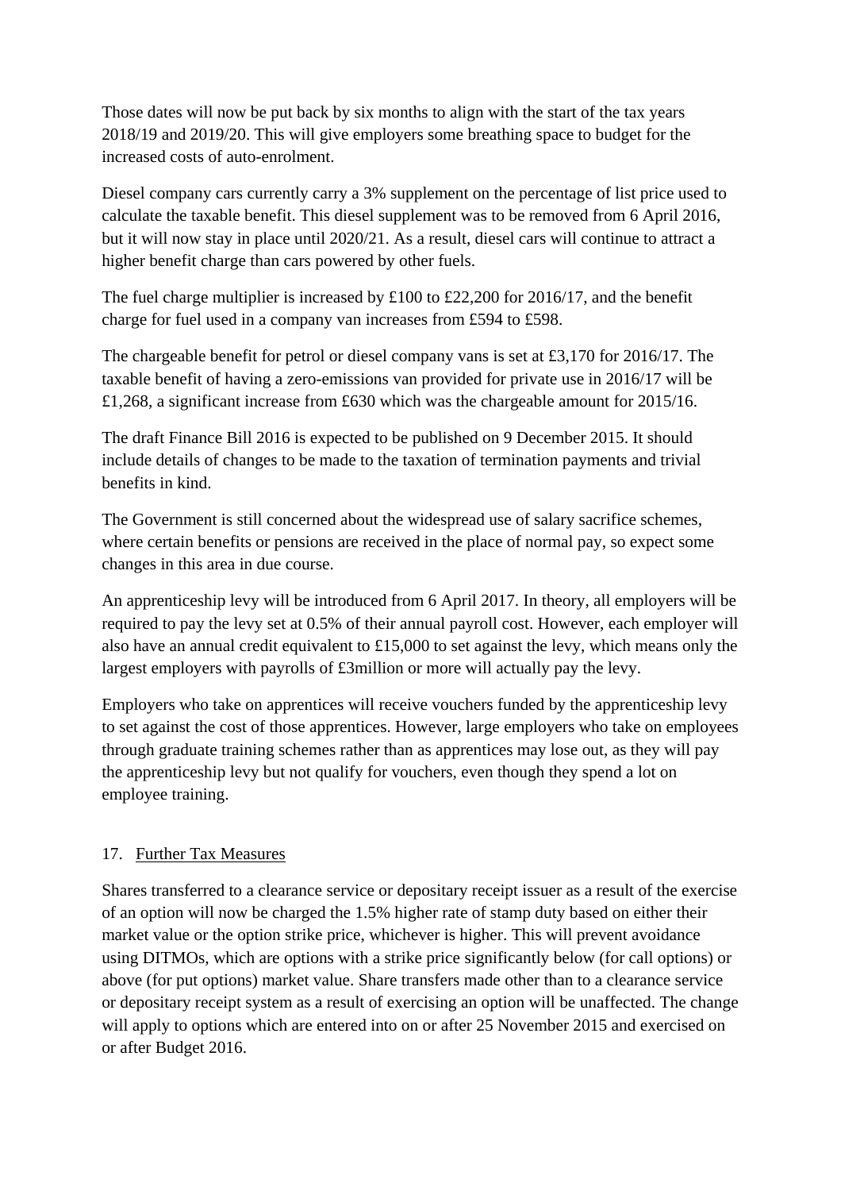Those dates will now be put back by six months to align with the start of the tax years 2018/19 and 2019/20. This will give employers some breathing space to budget for the increased costs of auto-enrolment.

Diesel company cars currently carry a 3% supplement on the percentage of list price used to calculate the taxable benefit. This diesel supplement was to be removed from 6 April 2016, but it will now stay in place until 2020/21. As a result, diesel cars will continue to attract a higher benefit charge than cars powered by other fuels.

The fuel charge multiplier is increased by £100 to £22,200 for 2016/17, and the benefit charge for fuel used in a company van increases from £594 to £598.

The chargeable benefit for petrol or diesel company vans is set at £3,170 for 2016/17. The taxable benefit of having a zero-emissions van provided for private use in 2016/17 will be £1,268, a significant increase from £630 which was the chargeable amount for 2015/16.

The draft Finance Bill 2016 is expected to be published on 9 December 2015. It should include details of changes to be made to the taxation of termination payments and trivial benefits in kind.

The Government is still concerned about the widespread use of salary sacrifice schemes, where certain benefits or pensions are received in the place of normal pay, so expect some changes in this area in due course.

An apprenticeship levy will be introduced from 6 April 2017. In theory, all employers will be required to pay the levy set at 0.5% of their annual payroll cost. However, each employer will also have an annual credit equivalent to £15,000 to set against the levy, which means only the largest employers with payrolls of £3million or more will actually pay the levy.

Employers who take on apprentices will receive vouchers funded by the apprenticeship levy to set against the cost of those apprentices. However, large employers who take on employees through graduate training schemes rather than as apprentices may lose out, as they will pay the apprenticeship levy but not qualify for vouchers, even though they spend a lot on employee training.

## 17. Further Tax Measures

Shares transferred to a clearance service or depositary receipt issuer as a result of the exercise of an option will now be charged the 1.5% higher rate of stamp duty based on either their market value or the option strike price, whichever is higher. This will prevent avoidance using DITMOs, which are options with a strike price significantly below (for call options) or above (for put options) market value. Share transfers made other than to a clearance service or depositary receipt system as a result of exercising an option will be unaffected. The change will apply to options which are entered into on or after 25 November 2015 and exercised on or after Budget 2016.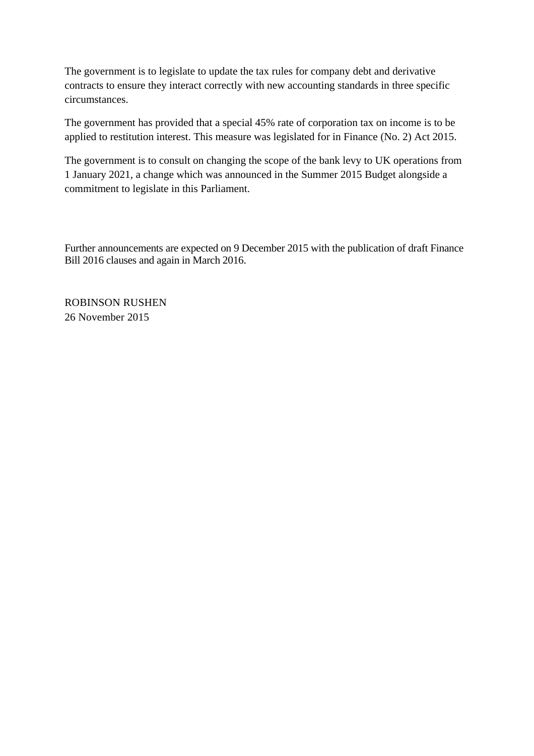The government is to legislate to update the tax rules for company debt and derivative contracts to ensure they interact correctly with new accounting standards in three specific circumstances.

The government has provided that a special 45% rate of corporation tax on income is to be applied to restitution interest. This measure was legislated for in Finance (No. 2) Act 2015.

The government is to consult on changing the scope of the bank levy to UK operations from 1 January 2021, a change which was announced in the Summer 2015 Budget alongside a commitment to legislate in this Parliament.

Further announcements are expected on 9 December 2015 with the publication of draft Finance Bill 2016 clauses and again in March 2016.

ROBINSON RUSHEN
26 November 2015